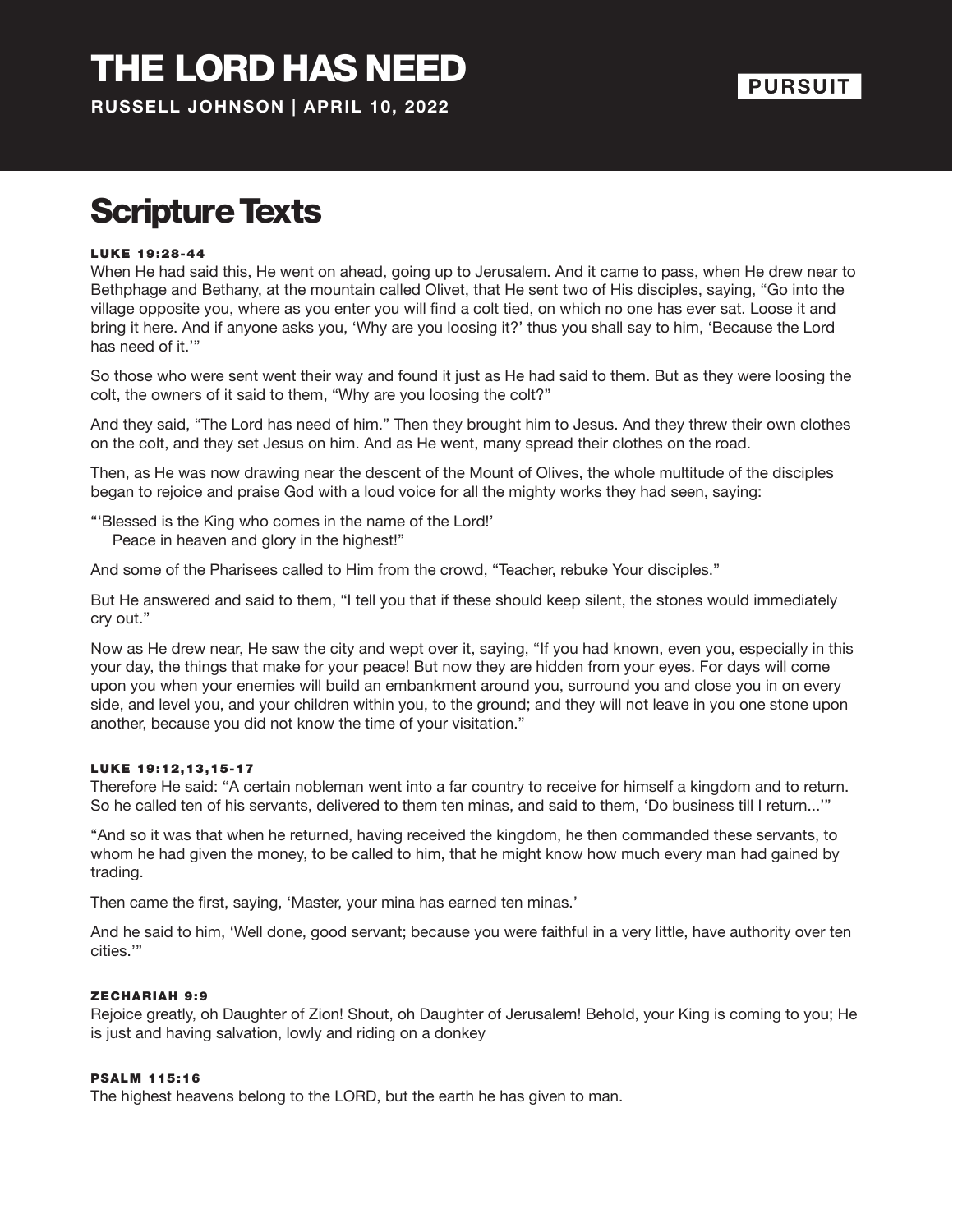# THE LORD HAS NEED

**RUSSELL JOHNSON | APRIL 10, 2022**

**PURSUIT**

## Scripture Texts

#### LUKE 19:28-44

When He had said this, He went on ahead, going up to Jerusalem. And it came to pass, when He drew near to Bethphage and Bethany, at the mountain called Olivet, that He sent two of His disciples, saying, "Go into the village opposite you, where as you enter you will find a colt tied, on which no one has ever sat. Loose it and bring it here. And if anyone asks you, 'Why are you loosing it?' thus you shall say to him, 'Because the Lord has need of it.'"

So those who were sent went their way and found it just as He had said to them. But as they were loosing the colt, the owners of it said to them, "Why are you loosing the colt?"

And they said, "The Lord has need of him." Then they brought him to Jesus. And they threw their own clothes on the colt, and they set Jesus on him. And as He went, many spread their clothes on the road.

Then, as He was now drawing near the descent of the Mount of Olives, the whole multitude of the disciples began to rejoice and praise God with a loud voice for all the mighty works they had seen, saying:

"'Blessed is the King who comes in the name of the Lord!'
Peace in heaven and glory in the highest!"

And some of the Pharisees called to Him from the crowd, "Teacher, rebuke Your disciples."

But He answered and said to them, "I tell you that if these should keep silent, the stones would immediately cry out."

Now as He drew near, He saw the city and wept over it, saying, "If you had known, even you, especially in this your day, the things that make for your peace! But now they are hidden from your eyes. For days will come upon you when your enemies will build an embankment around you, surround you and close you in on every side, and level you, and your children within you, to the ground; and they will not leave in you one stone upon another, because you did not know the time of your visitation."

#### LUKE 19:12,13,15-17

Therefore He said: "A certain nobleman went into a far country to receive for himself a kingdom and to return. So he called ten of his servants, delivered to them ten minas, and said to them, 'Do business till I return...'"

"And so it was that when he returned, having received the kingdom, he then commanded these servants, to whom he had given the money, to be called to him, that he might know how much every man had gained by trading.

Then came the first, saying, 'Master, your mina has earned ten minas.'

And he said to him, 'Well done, good servant; because you were faithful in a very little, have authority over ten cities.'"

#### ZECHARIAH 9:9

Rejoice greatly, oh Daughter of Zion! Shout, oh Daughter of Jerusalem! Behold, your King is coming to you; He is just and having salvation, lowly and riding on a donkey

#### PSALM 115:16

The highest heavens belong to the LORD, but the earth he has given to man.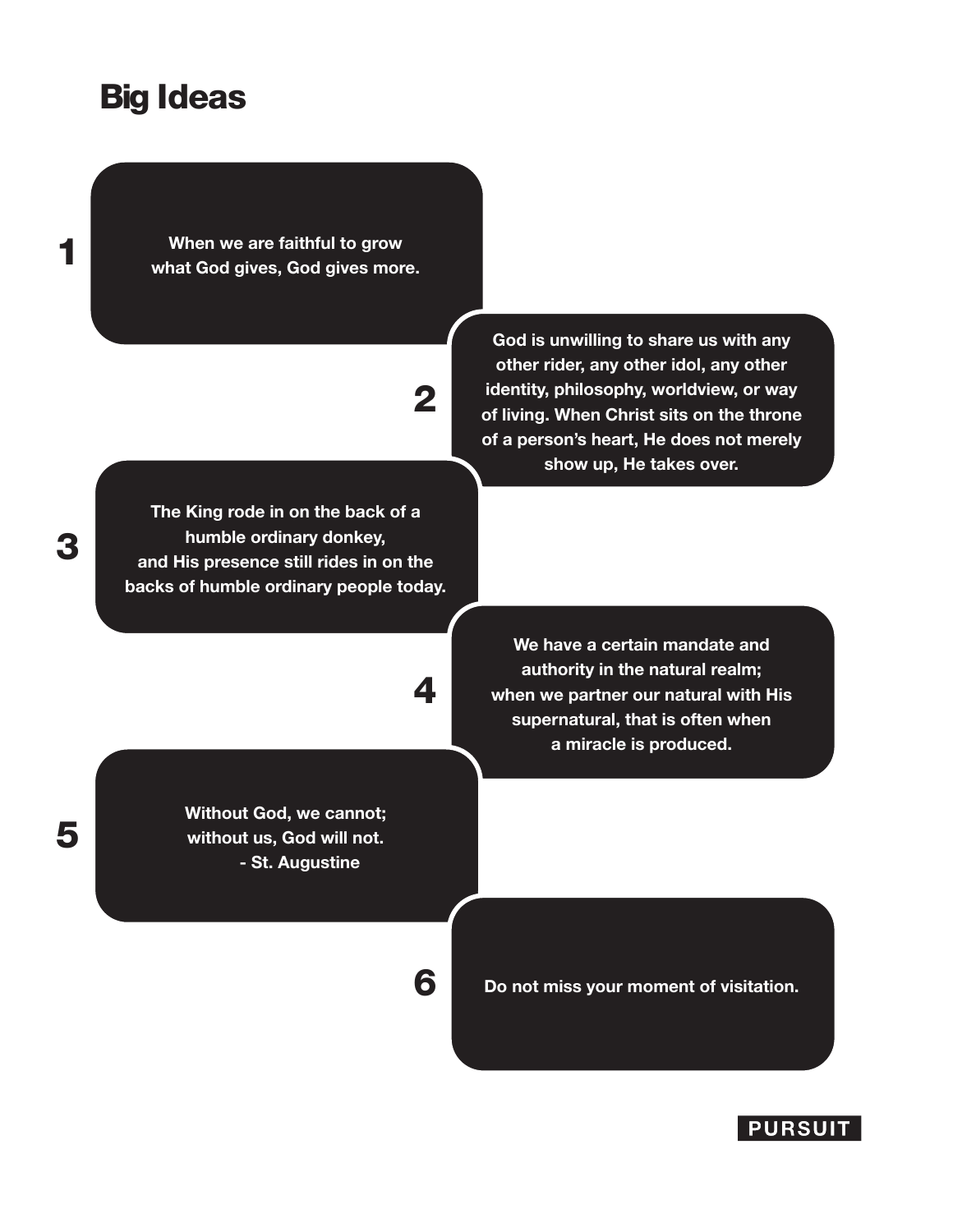# Big Ideas

1. When we are faithful to grow what God gives, God gives more.

2. God is unwilling to share us with any other rider, any other idol, any other identity, philosophy, worldview, or way of living. When Christ sits on the throne of a person's heart, He does not merely show up, He takes over.

3. The King rode in on the back of a humble ordinary donkey, and His presence still rides in on the backs of humble ordinary people today.

4. We have a certain mandate and authority in the natural realm; when we partner our natural with His supernatural, that is often when a miracle is produced.

5. Without God, we cannot; without us, God will not.  
   - St. Augustine

6. Do not miss your moment of visitation.

PURSUIT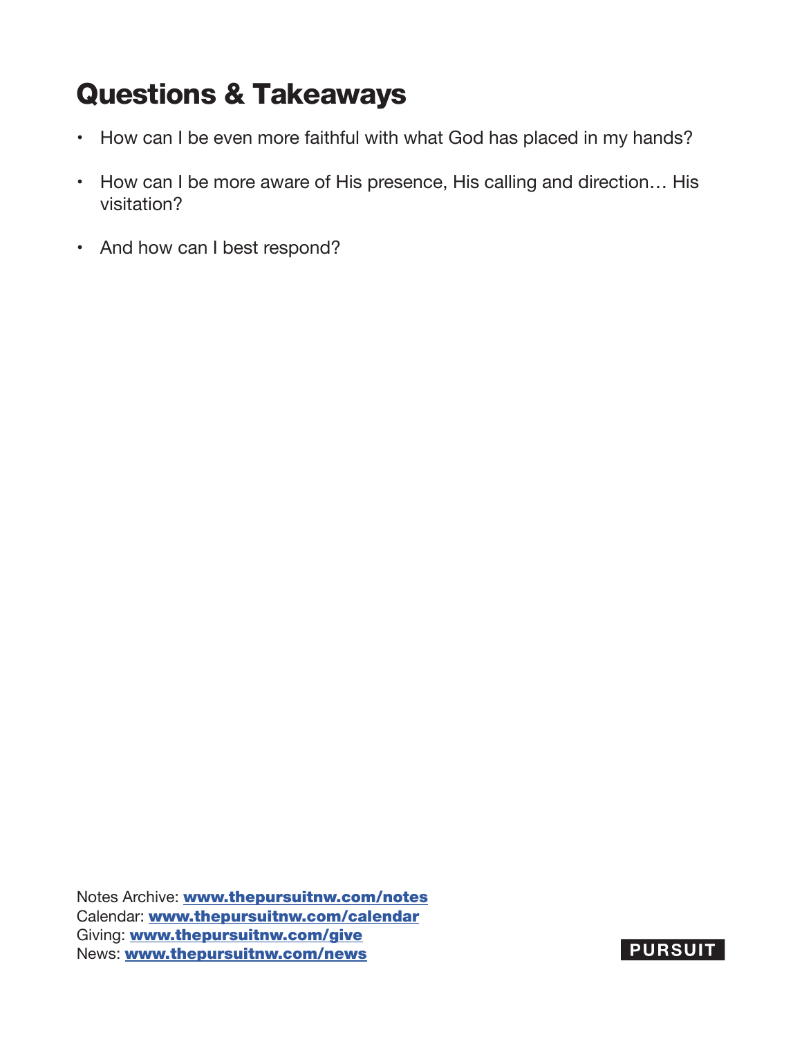## Questions & Takeaways

- How can I be even more faithful with what God has placed in my hands?
- How can I be more aware of His presence, His calling and direction… His visitation?
- And how can I best respond?

Notes Archive: **www.thepursuitnw.com/notes**
Calendar: **www.thepursuitnw.com/calendar**
Giving: **www.thepursuitnw.com/give**
News: **www.thepursuitnw.com/news**

PURSUIT